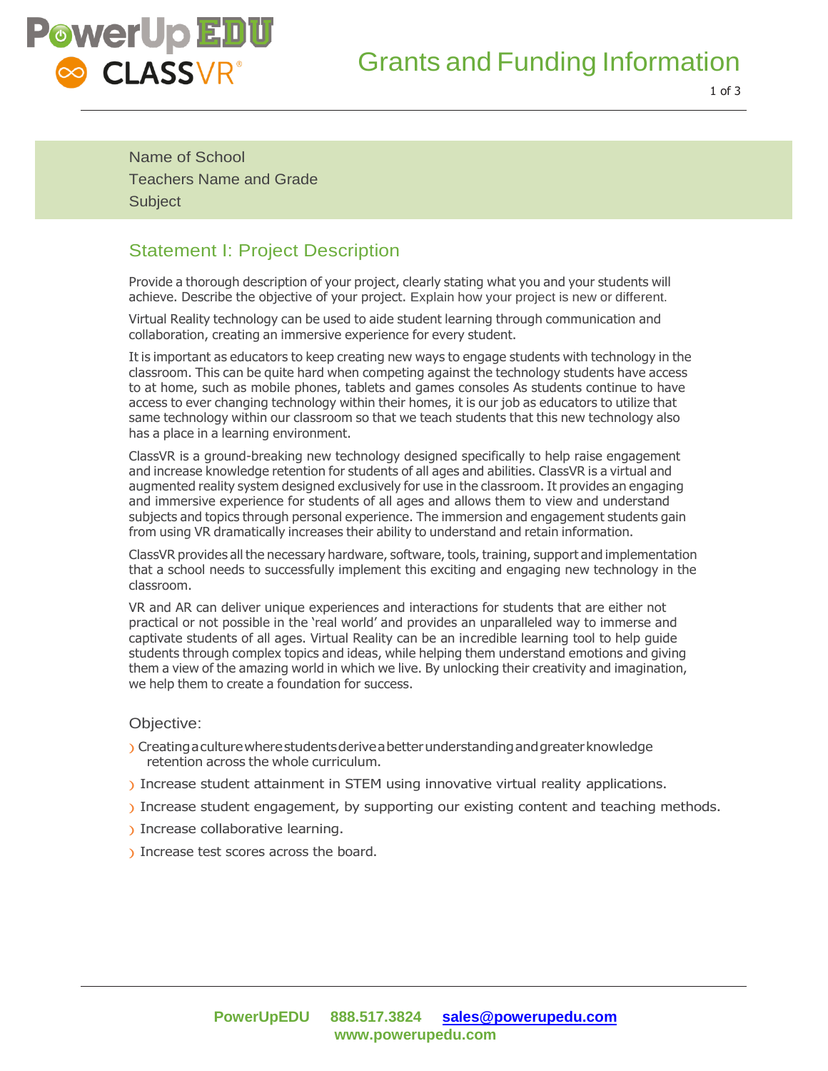# Grants and Funding Information

Name of School
Teachers Name and Grade
Subject

## Statement I: Project Description

Provide a thorough description of your project, clearly stating what you and your students will achieve. Describe the objective of your project. Explain how your project is new or different.

Virtual Reality technology can be used to aide student learning through communication and collaboration, creating an immersive experience for every student.

It is important as educators to keep creating new ways to engage students with technology in the classroom. This can be quite hard when competing against the technology students have access to at home, such as mobile phones, tablets and games consoles As students continue to have access to ever changing technology within their homes, it is our job as educators to utilize that same technology within our classroom so that we teach students that this new technology also has a place in a learning environment.

ClassVR is a ground-breaking new technology designed specifically to help raise engagement and increase knowledge retention for students of all ages and abilities. ClassVR is a virtual and augmented reality system designed exclusively for use in the classroom. It provides an engaging and immersive experience for students of all ages and allows them to view and understand subjects and topics through personal experience. The immersion and engagement students gain from using VR dramatically increases their ability to understand and retain information.

ClassVR provides all the necessary hardware, software, tools, training, support and implementation that a school needs to successfully implement this exciting and engaging new technology in the classroom.

VR and AR can deliver unique experiences and interactions for students that are either not practical or not possible in the 'real world' and provides an unparalleled way to immerse and captivate students of all ages. Virtual Reality can be an incredible learning tool to help guide students through complex topics and ideas, while helping them understand emotions and giving them a view of the amazing world in which we live. By unlocking their creativity and imagination, we help them to create a foundation for success.

### Objective:

- Creating a culture where students derive a better understanding and greater knowledge retention across the whole curriculum.
- Increase student attainment in STEM using innovative virtual reality applications.
- Increase student engagement, by supporting our existing content and teaching methods.
- Increase collaborative learning.
- Increase test scores across the board.

PowerUpEDU 888.517.3824 sales@powerupedu.com
www.powerupedu.com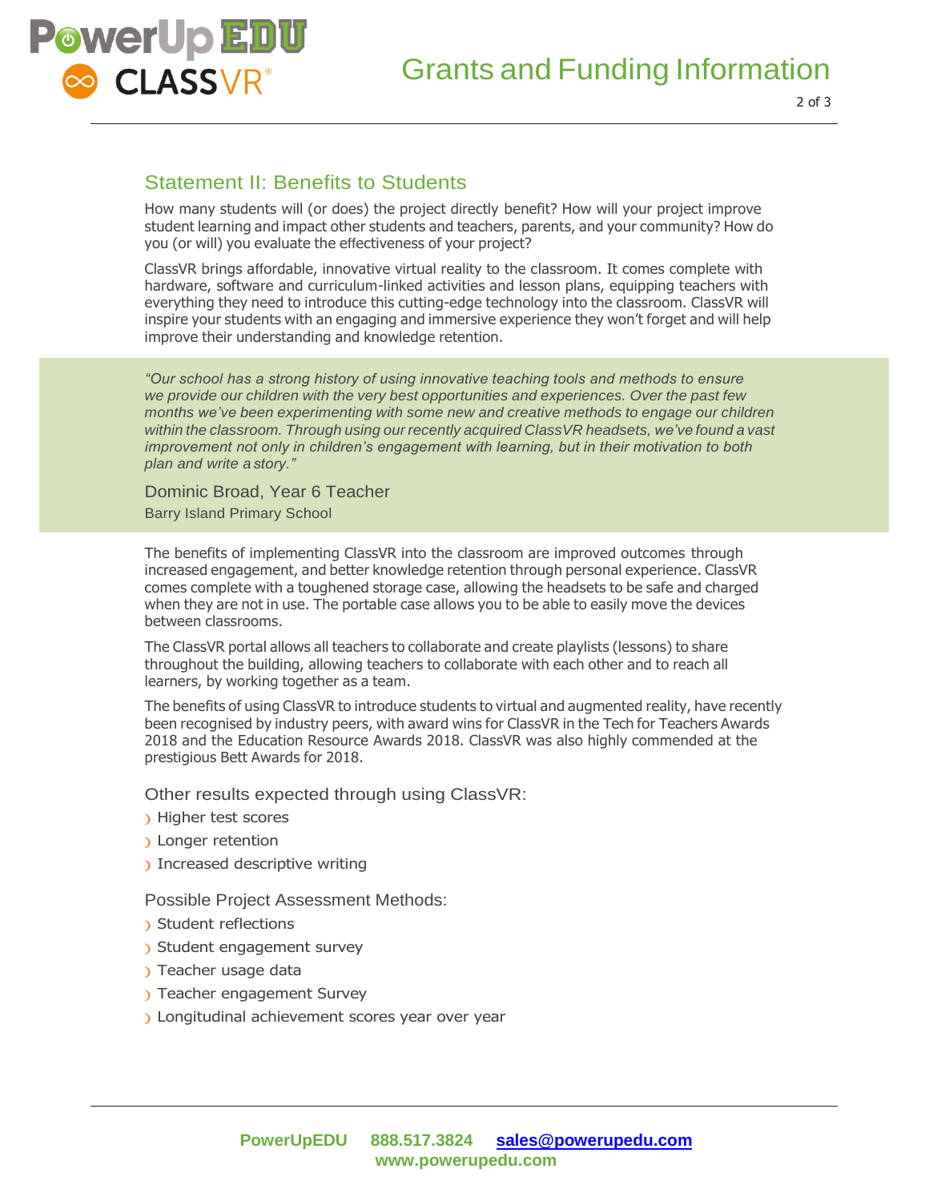## Statement II: Benefits to Students

How many students will (or does) the project directly benefit? How will your project improve student learning and impact other students and teachers, parents, and your community? How do you (or will) you evaluate the effectiveness of your project?

ClassVR brings affordable, innovative virtual reality to the classroom. It comes complete with hardware, software and curriculum-linked activities and lesson plans, equipping teachers with everything they need to introduce this cutting-edge technology into the classroom. ClassVR will inspire your students with an engaging and immersive experience they won't forget and will help improve their understanding and knowledge retention.

> *"Our school has a strong history of using innovative teaching tools and methods to ensure we provide our children with the very best opportunities and experiences. Over the past few months we've been experimenting with some new and creative methods to engage our children within the classroom. Through using our recently acquired ClassVR headsets, we've found a vast improvement not only in children's engagement with learning, but in their motivation to both plan and write a story."*
>
> Dominic Broad, Year 6 Teacher
> Barry Island Primary School

The benefits of implementing ClassVR into the classroom are improved outcomes through increased engagement, and better knowledge retention through personal experience. ClassVR comes complete with a toughened storage case, allowing the headsets to be safe and charged when they are not in use. The portable case allows you to be able to easily move the devices between classrooms.

The ClassVR portal allows all teachers to collaborate and create playlists (lessons) to share throughout the building, allowing teachers to collaborate with each other and to reach all learners, by working together as a team.

The benefits of using ClassVR to introduce students to virtual and augmented reality, have recently been recognised by industry peers, with award wins for ClassVR in the Tech for Teachers Awards 2018 and the Education Resource Awards 2018. ClassVR was also highly commended at the prestigious Bett Awards for 2018.

### Other results expected through using ClassVR:

- Higher test scores
- Longer retention
- Increased descriptive writing

### Possible Project Assessment Methods:

- Student reflections
- Student engagement survey
- Teacher usage data
- Teacher engagement Survey
- Longitudinal achievement scores year over year

**PowerUpEDU** **888.517.3824** **sales@powerupedu.com**
**www.powerupedu.com**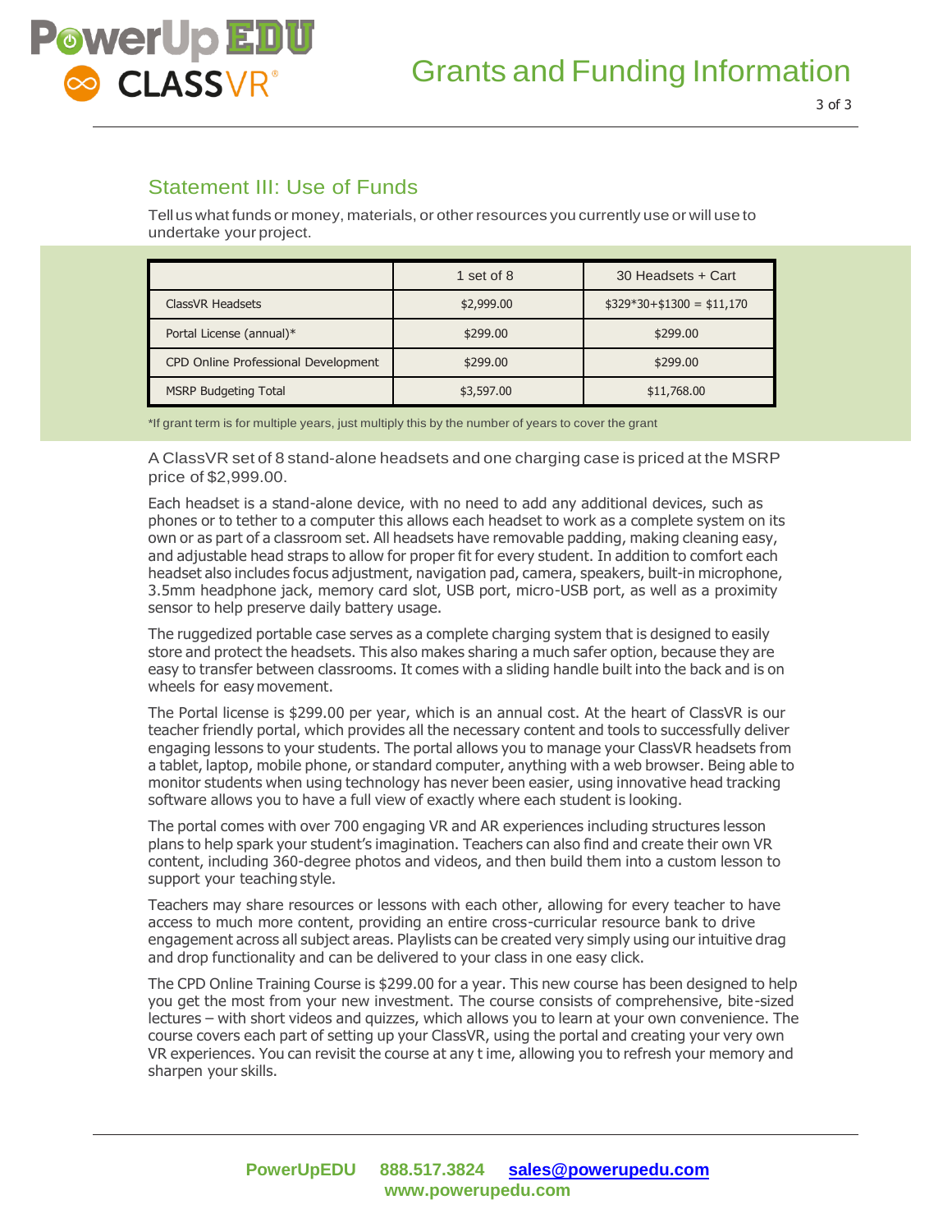## Statement III: Use of Funds

Tell us what funds or money, materials, or other resources you currently use or will use to undertake your project.

| | 1 set of 8 | 30 Headsets + Cart |
|---|---|---|
| ClassVR Headsets | $2,999.00 | $329*30+$1300 = $11,170 |
| Portal License (annual)* | $299.00 | $299.00 |
| CPD Online Professional Development | $299.00 | $299.00 |
| MSRP Budgeting Total | $3,597.00 | $11,768.00 |

*If grant term is for multiple years, just multiply this by the number of years to cover the grant

A ClassVR set of 8 stand-alone headsets and one charging case is priced at the MSRP price of $2,999.00.

Each headset is a stand-alone device, with no need to add any additional devices, such as phones or to tether to a computer this allows each headset to work as a complete system on its own or as part of a classroom set. All headsets have removable padding, making cleaning easy, and adjustable head straps to allow for proper fit for every student. In addition to comfort each headset also includes focus adjustment, navigation pad, camera, speakers, built-in microphone, 3.5mm headphone jack, memory card slot, USB port, micro-USB port, as well as a proximity sensor to help preserve daily battery usage.

The ruggedized portable case serves as a complete charging system that is designed to easily store and protect the headsets. This also makes sharing a much safer option, because they are easy to transfer between classrooms. It comes with a sliding handle built into the back and is on wheels for easy movement.

The Portal license is $299.00 per year, which is an annual cost. At the heart of ClassVR is our teacher friendly portal, which provides all the necessary content and tools to successfully deliver engaging lessons to your students. The portal allows you to manage your ClassVR headsets from a tablet, laptop, mobile phone, or standard computer, anything with a web browser. Being able to monitor students when using technology has never been easier, using innovative head tracking software allows you to have a full view of exactly where each student is looking.

The portal comes with over 700 engaging VR and AR experiences including structures lesson plans to help spark your student's imagination. Teachers can also find and create their own VR content, including 360-degree photos and videos, and then build them into a custom lesson to support your teaching style.

Teachers may share resources or lessons with each other, allowing for every teacher to have access to much more content, providing an entire cross-curricular resource bank to drive engagement across all subject areas. Playlists can be created very simply using our intuitive drag and drop functionality and can be delivered to your class in one easy click.

The CPD Online Training Course is $299.00 for a year. This new course has been designed to help you get the most from your new investment. The course consists of comprehensive, bite-sized lectures – with short videos and quizzes, which allows you to learn at your own convenience. The course covers each part of setting up your ClassVR, using the portal and creating your very own VR experiences. You can revisit the course at any t ime, allowing you to refresh your memory and sharpen your skills.